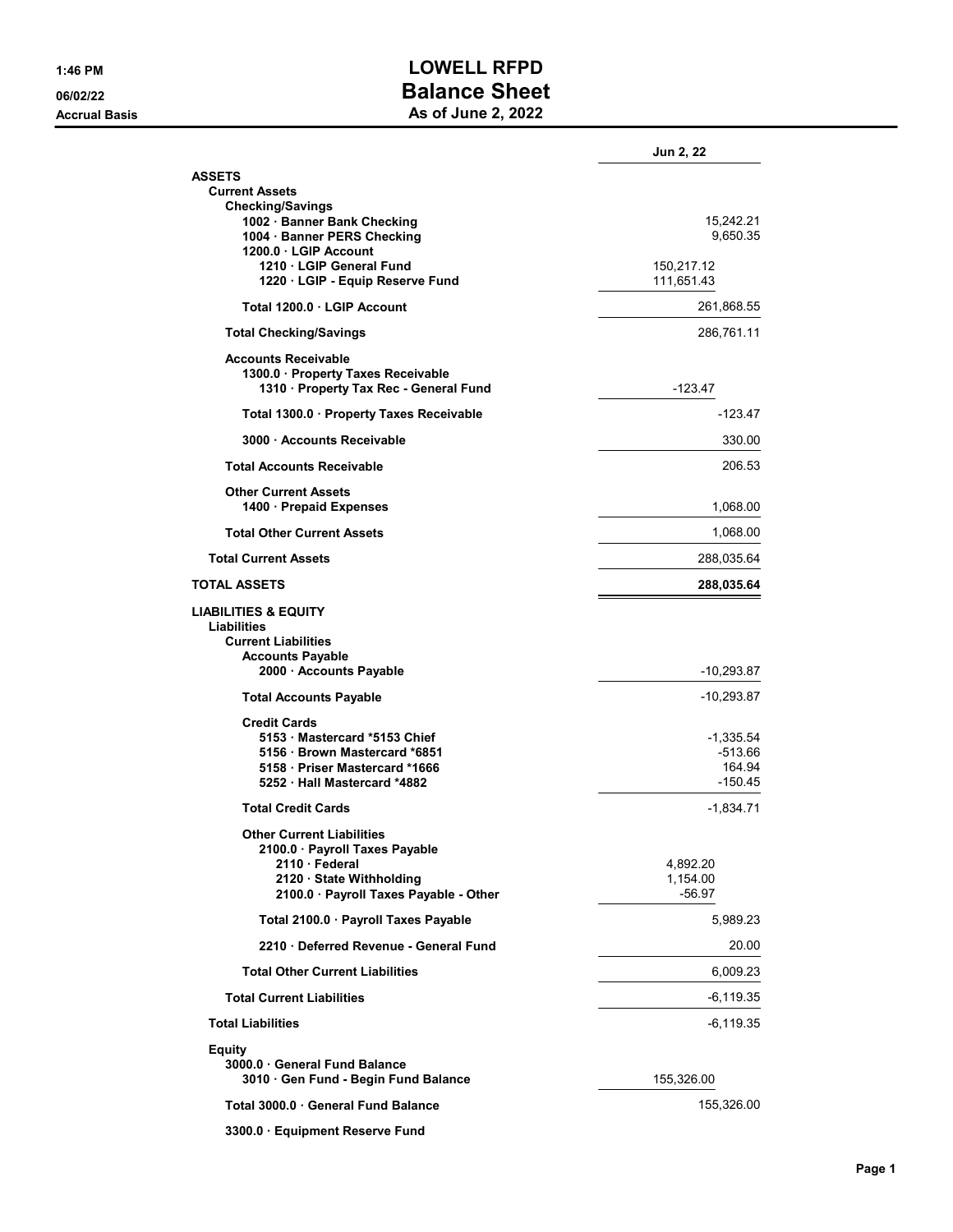# LOWELL RFPD

## Balance Sheet

### As of June 2, 2022

1:46 PM
06/02/22
Accrual Basis

| | | |
|---|---|---|
| | | **Jun 2, 22** |
| **ASSETS** | | |
| **Current Assets** | | |
| **Checking/Savings** | | |
| **1002 · Banner Bank Checking** | | 15,242.21 |
| **1004 · Banner PERS Checking** | | 9,650.35 |
| **1200.0 · LGIP Account** | | |
| **1210 · LGIP General Fund** | 150,217.12 | |
| **1220 · LGIP - Equip Reserve Fund** | 111,651.43 | |
| **Total 1200.0 · LGIP Account** | | 261,868.55 |
| **Total Checking/Savings** | | 286,761.11 |
| **Accounts Receivable** | | |
| **1300.0 · Property Taxes Receivable** | | |
| **1310 · Property Tax Rec - General Fund** | -123.47 | |
| **Total 1300.0 · Property Taxes Receivable** | | -123.47 |
| **3000 · Accounts Receivable** | | 330.00 |
| **Total Accounts Receivable** | | 206.53 |
| **Other Current Assets** | | |
| **1400 · Prepaid Expenses** | | 1,068.00 |
| **Total Other Current Assets** | | 1,068.00 |
| **Total Current Assets** | | 288,035.64 |
| **TOTAL ASSETS** | | **288,035.64** |
| **LIABILITIES & EQUITY** | | |
| **Liabilities** | | |
| **Current Liabilities** | | |
| **Accounts Payable** | | |
| **2000 · Accounts Payable** | | -10,293.87 |
| **Total Accounts Payable** | | -10,293.87 |
| **Credit Cards** | | |
| **5153 · Mastercard *5153 Chief** | | -1,335.54 |
| **5156 · Brown Mastercard *6851** | | -513.66 |
| **5158 · Priser Mastercard *1666** | | 164.94 |
| **5252 · Hall Mastercard *4882** | | -150.45 |
| **Total Credit Cards** | | -1,834.71 |
| **Other Current Liabilities** | | |
| **2100.0 · Payroll Taxes Payable** | | |
| **2110 · Federal** | 4,892.20 | |
| **2120 · State Withholding** | 1,154.00 | |
| **2100.0 · Payroll Taxes Payable - Other** | -56.97 | |
| **Total 2100.0 · Payroll Taxes Payable** | | 5,989.23 |
| **2210 · Deferred Revenue - General Fund** | | 20.00 |
| **Total Other Current Liabilities** | | 6,009.23 |
| **Total Current Liabilities** | | -6,119.35 |
| **Total Liabilities** | | -6,119.35 |
| **Equity** | | |
| **3000.0 · General Fund Balance** | | |
| **3010 · Gen Fund - Begin Fund Balance** | 155,326.00 | |
| **Total 3000.0 · General Fund Balance** | | 155,326.00 |
| **3300.0 · Equipment Reserve Fund** | | |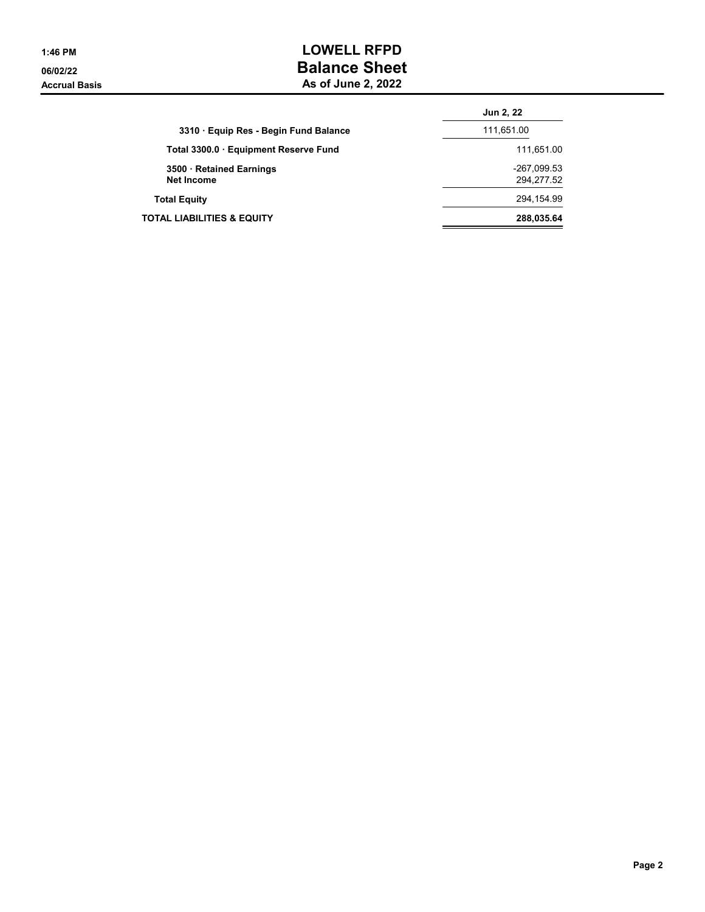# LOWELL RFPD
## Balance Sheet
### As of June 2, 2022

1:46 PM
06/02/22
Accrual Basis

| | Jun 2, 22 |
|---|---|
| 3310 · Equip Res - Begin Fund Balance | 111,651.00 |
| Total 3300.0 · Equipment Reserve Fund | 111,651.00 |
| 3500 · Retained Earnings | -267,099.53 |
| Net Income | 294,277.52 |
| **Total Equity** | 294,154.99 |
| **TOTAL LIABILITIES & EQUITY** | **288,035.64** |